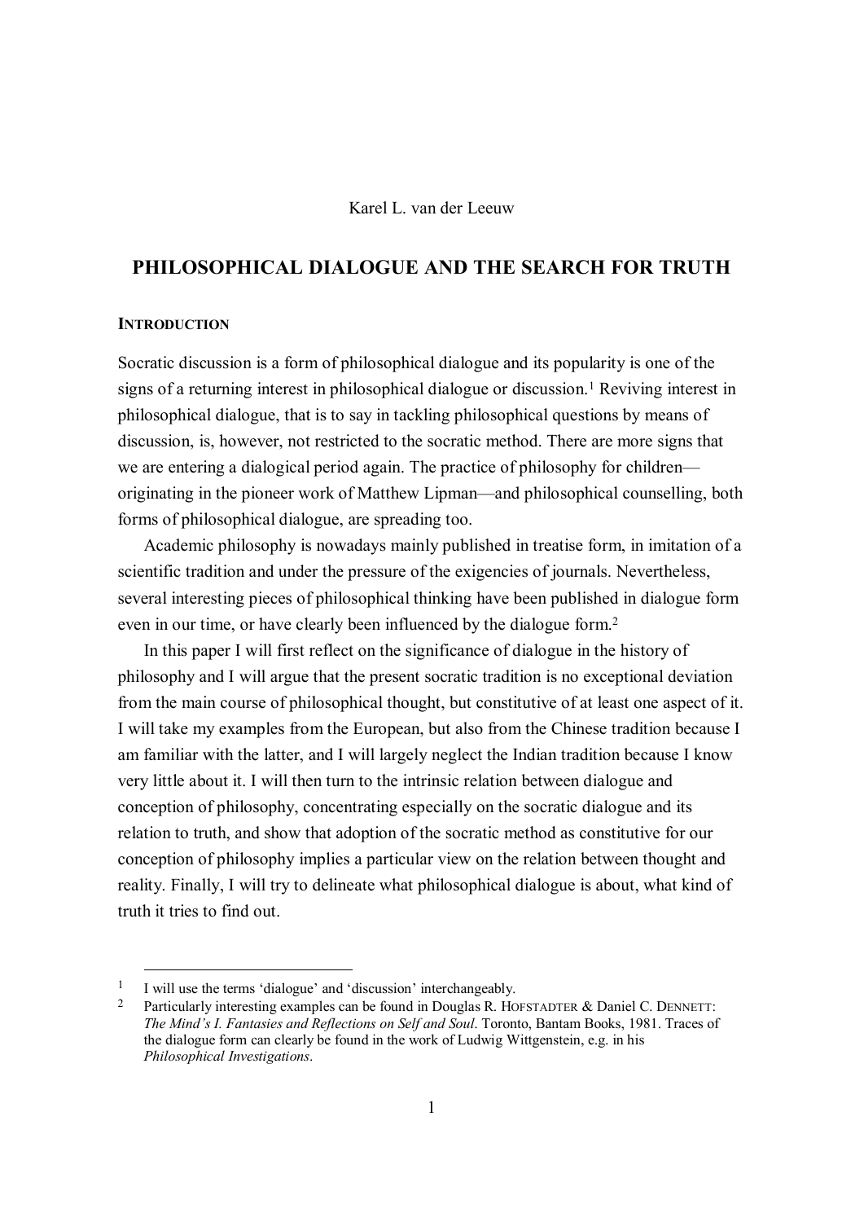Karel L. van der Leeuw

# PHILOSOPHICAL DIALOGUE AND THE SEARCH FOR TRUTH

## INTRODUCTION

Socratic discussion is a form of philosophical dialogue and its popularity is one of the signs of a returning interest in philosophical dialogue or discussion.[1] Reviving interest in philosophical dialogue, that is to say in tackling philosophical questions by means of discussion, is, however, not restricted to the socratic method. There are more signs that we are entering a dialogical period again. The practice of philosophy for children—originating in the pioneer work of Matthew Lipman—and philosophical counselling, both forms of philosophical dialogue, are spreading too.

Academic philosophy is nowadays mainly published in treatise form, in imitation of a scientific tradition and under the pressure of the exigencies of journals. Nevertheless, several interesting pieces of philosophical thinking have been published in dialogue form even in our time, or have clearly been influenced by the dialogue form.[2]

In this paper I will first reflect on the significance of dialogue in the history of philosophy and I will argue that the present socratic tradition is no exceptional deviation from the main course of philosophical thought, but constitutive of at least one aspect of it. I will take my examples from the European, but also from the Chinese tradition because I am familiar with the latter, and I will largely neglect the Indian tradition because I know very little about it. I will then turn to the intrinsic relation between dialogue and conception of philosophy, concentrating especially on the socratic dialogue and its relation to truth, and show that adoption of the socratic method as constitutive for our conception of philosophy implies a particular view on the relation between thought and reality. Finally, I will try to delineate what philosophical dialogue is about, what kind of truth it tries to find out.

---

1. I will use the terms 'dialogue' and 'discussion' interchangeably.
2. Particularly interesting examples can be found in Douglas R. HOFSTADTER & Daniel C. DENNETT: *The Mind's I. Fantasies and Reflections on Self and Soul*. Toronto, Bantam Books, 1981. Traces of the dialogue form can clearly be found in the work of Ludwig Wittgenstein, e.g. in his *Philosophical Investigations*.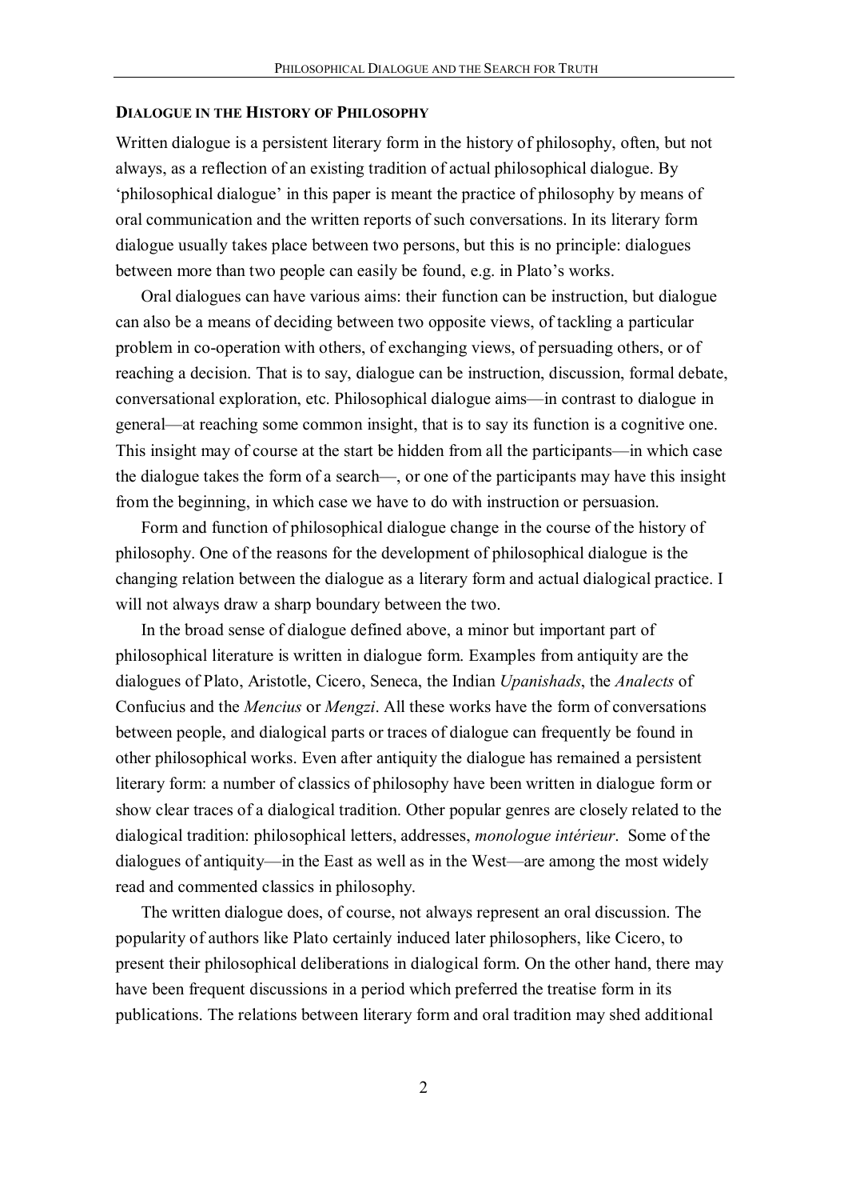## DIALOGUE IN THE HISTORY OF PHILOSOPHY

Written dialogue is a persistent literary form in the history of philosophy, often, but not always, as a reflection of an existing tradition of actual philosophical dialogue. By 'philosophical dialogue' in this paper is meant the practice of philosophy by means of oral communication and the written reports of such conversations. In its literary form dialogue usually takes place between two persons, but this is no principle: dialogues between more than two people can easily be found, e.g. in Plato's works.

Oral dialogues can have various aims: their function can be instruction, but dialogue can also be a means of deciding between two opposite views, of tackling a particular problem in co-operation with others, of exchanging views, of persuading others, or of reaching a decision. That is to say, dialogue can be instruction, discussion, formal debate, conversational exploration, etc. Philosophical dialogue aims—in contrast to dialogue in general—at reaching some common insight, that is to say its function is a cognitive one. This insight may of course at the start be hidden from all the participants—in which case the dialogue takes the form of a search—, or one of the participants may have this insight from the beginning, in which case we have to do with instruction or persuasion.

Form and function of philosophical dialogue change in the course of the history of philosophy. One of the reasons for the development of philosophical dialogue is the changing relation between the dialogue as a literary form and actual dialogical practice. I will not always draw a sharp boundary between the two.

In the broad sense of dialogue defined above, a minor but important part of philosophical literature is written in dialogue form. Examples from antiquity are the dialogues of Plato, Aristotle, Cicero, Seneca, the Indian *Upanishads*, the *Analects* of Confucius and the *Mencius* or *Mengzi*. All these works have the form of conversations between people, and dialogical parts or traces of dialogue can frequently be found in other philosophical works. Even after antiquity the dialogue has remained a persistent literary form: a number of classics of philosophy have been written in dialogue form or show clear traces of a dialogical tradition. Other popular genres are closely related to the dialogical tradition: philosophical letters, addresses, *monologue intérieur*. Some of the dialogues of antiquity—in the East as well as in the West—are among the most widely read and commented classics in philosophy.

The written dialogue does, of course, not always represent an oral discussion. The popularity of authors like Plato certainly induced later philosophers, like Cicero, to present their philosophical deliberations in dialogical form. On the other hand, there may have been frequent discussions in a period which preferred the treatise form in its publications. The relations between literary form and oral tradition may shed additional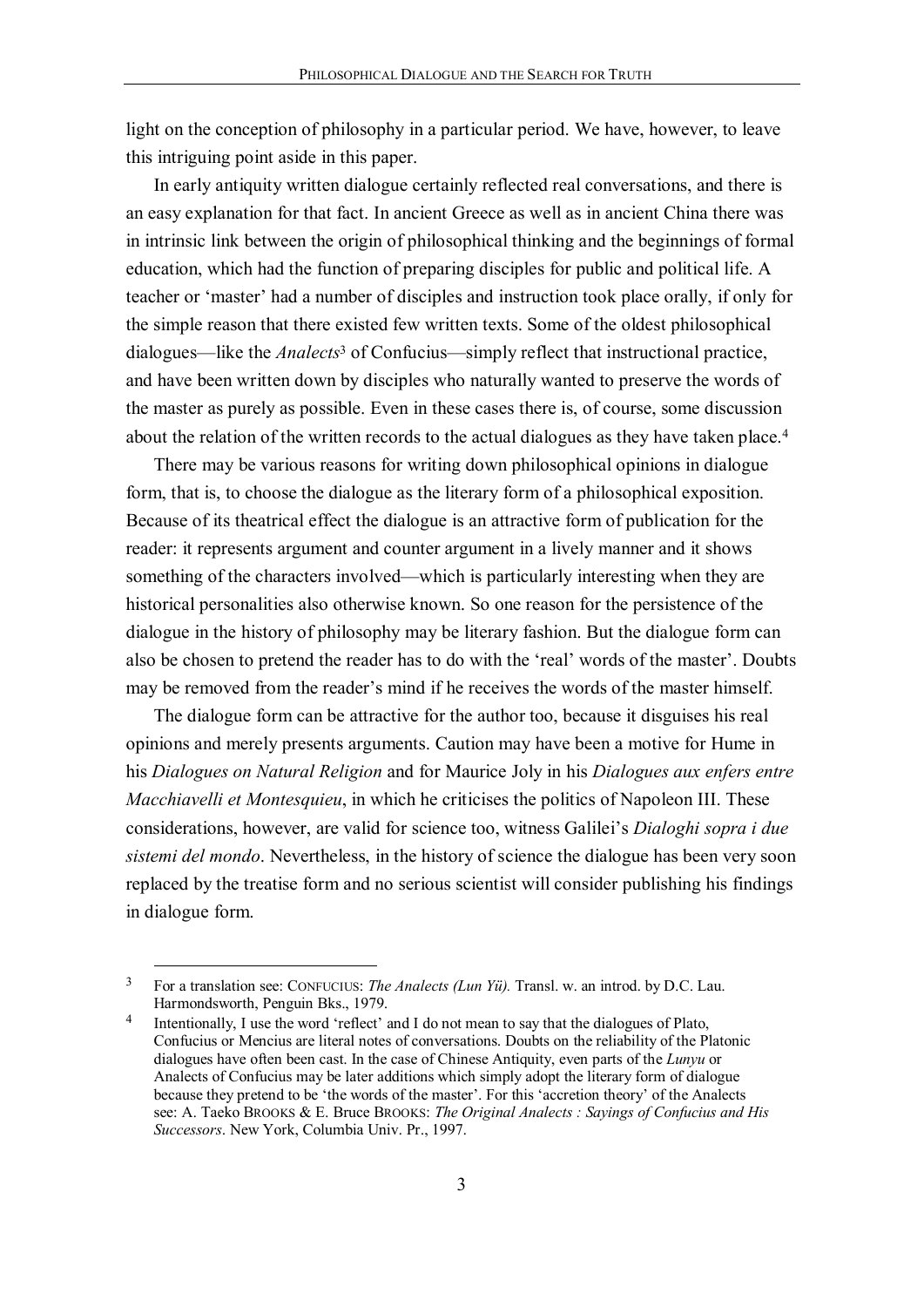light on the conception of philosophy in a particular period. We have, however, to leave this intriguing point aside in this paper.

In early antiquity written dialogue certainly reflected real conversations, and there is an easy explanation for that fact. In ancient Greece as well as in ancient China there was in intrinsic link between the origin of philosophical thinking and the beginnings of formal education, which had the function of preparing disciples for public and political life. A teacher or 'master' had a number of disciples and instruction took place orally, if only for the simple reason that there existed few written texts. Some of the oldest philosophical dialogues—like the *Analects*[3] of Confucius—simply reflect that instructional practice, and have been written down by disciples who naturally wanted to preserve the words of the master as purely as possible. Even in these cases there is, of course, some discussion about the relation of the written records to the actual dialogues as they have taken place.[4]

There may be various reasons for writing down philosophical opinions in dialogue form, that is, to choose the dialogue as the literary form of a philosophical exposition. Because of its theatrical effect the dialogue is an attractive form of publication for the reader: it represents argument and counter argument in a lively manner and it shows something of the characters involved—which is particularly interesting when they are historical personalities also otherwise known. So one reason for the persistence of the dialogue in the history of philosophy may be literary fashion. But the dialogue form can also be chosen to pretend the reader has to do with the 'real' words of the master'. Doubts may be removed from the reader's mind if he receives the words of the master himself.

The dialogue form can be attractive for the author too, because it disguises his real opinions and merely presents arguments. Caution may have been a motive for Hume in his *Dialogues on Natural Religion* and for Maurice Joly in his *Dialogues aux enfers entre Macchiavelli et Montesquieu*, in which he criticises the politics of Napoleon III. These considerations, however, are valid for science too, witness Galilei's *Dialoghi sopra i due sistemi del mondo*. Nevertheless, in the history of science the dialogue has been very soon replaced by the treatise form and no serious scientist will consider publishing his findings in dialogue form.

---

[3] For a translation see: CONFUCIUS: *The Analects (Lun Yü).* Transl. w. an introd. by D.C. Lau. Harmondsworth, Penguin Bks., 1979.

[4] Intentionally, I use the word 'reflect' and I do not mean to say that the dialogues of Plato, Confucius or Mencius are literal notes of conversations. Doubts on the reliability of the Platonic dialogues have often been cast. In the case of Chinese Antiquity, even parts of the *Lunyu* or Analects of Confucius may be later additions which simply adopt the literary form of dialogue because they pretend to be 'the words of the master'. For this 'accretion theory' of the Analects see: A. Taeko BROOKS & E. Bruce BROOKS: *The Original Analects : Sayings of Confucius and His Successors*. New York, Columbia Univ. Pr., 1997.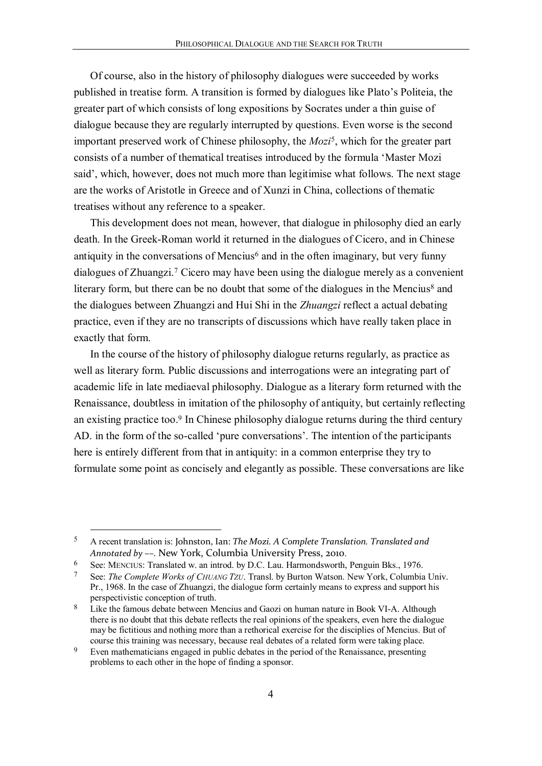Of course, also in the history of philosophy dialogues were succeeded by works published in treatise form. A transition is formed by dialogues like Plato's Politeia, the greater part of which consists of long expositions by Socrates under a thin guise of dialogue because they are regularly interrupted by questions. Even worse is the second important preserved work of Chinese philosophy, the *Mozi*[5], which for the greater part consists of a number of thematical treatises introduced by the formula 'Master Mozi said', which, however, does not much more than legitimise what follows. The next stage are the works of Aristotle in Greece and of Xunzi in China, collections of thematic treatises without any reference to a speaker.

This development does not mean, however, that dialogue in philosophy died an early death. In the Greek-Roman world it returned in the dialogues of Cicero, and in Chinese antiquity in the conversations of Mencius[6] and in the often imaginary, but very funny dialogues of Zhuangzi.[7] Cicero may have been using the dialogue merely as a convenient literary form, but there can be no doubt that some of the dialogues in the Mencius[8] and the dialogues between Zhuangzi and Hui Shi in the *Zhuangzi* reflect a actual debating practice, even if they are no transcripts of discussions which have really taken place in exactly that form.

In the course of the history of philosophy dialogue returns regularly, as practice as well as literary form. Public discussions and interrogations were an integrating part of academic life in late mediaeval philosophy. Dialogue as a literary form returned with the Renaissance, doubtless in imitation of the philosophy of antiquity, but certainly reflecting an existing practice too.[9] In Chinese philosophy dialogue returns during the third century AD. in the form of the so-called 'pure conversations'. The intention of the participants here is entirely different from that in antiquity: in a common enterprise they try to formulate some point as concisely and elegantly as possible. These conversations are like

---

[5] A recent translation is: Johnston, Ian: *The Mozi. A Complete Translation. Translated and Annotated by* ––. New York, Columbia University Press, 2010.

[6] See: MENCIUS: Translated w. an introd. by D.C. Lau. Harmondsworth, Penguin Bks., 1976.

[7] See: *The Complete Works of CHUANG TZU*. Transl. by Burton Watson. New York, Columbia Univ. Pr., 1968. In the case of Zhuangzi, the dialogue form certainly means to express and support his perspectivistic conception of truth.

[8] Like the famous debate between Mencius and Gaozi on human nature in Book VI-A. Although there is no doubt that this debate reflects the real opinions of the speakers, even here the dialogue may be fictitious and nothing more than a rethorical exercise for the disciplies of Mencius. But of course this training was necessary, because real debates of a related form were taking place.

[9] Even mathematicians engaged in public debates in the period of the Renaissance, presenting problems to each other in the hope of finding a sponsor.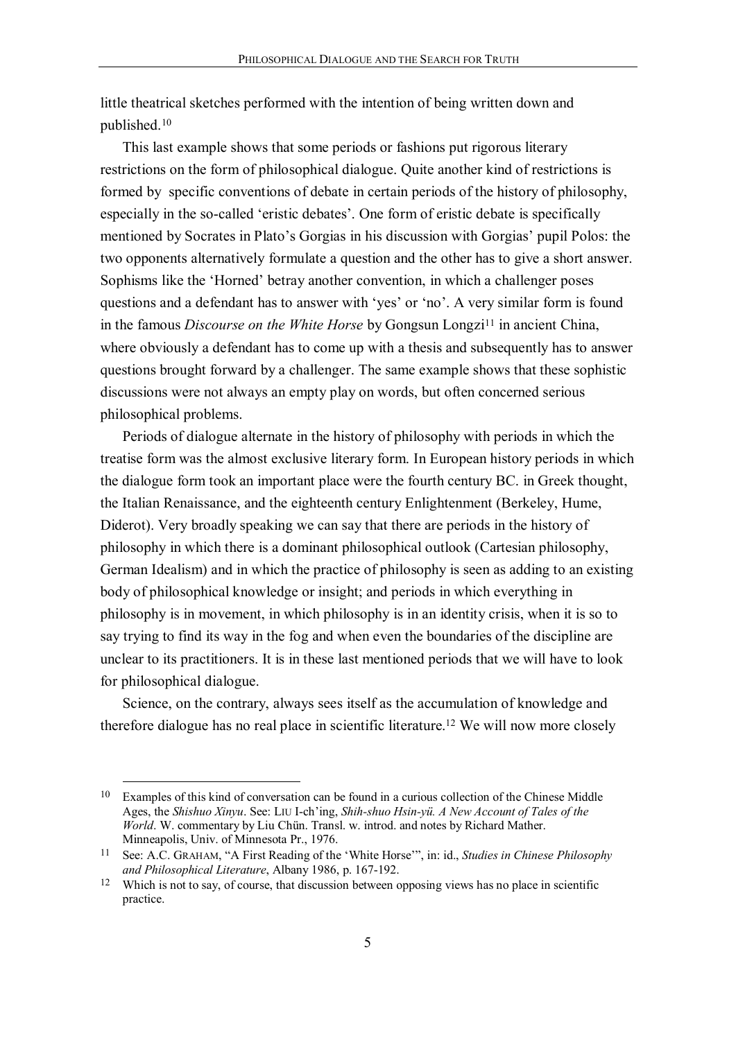little theatrical sketches performed with the intention of being written down and published.[10]

This last example shows that some periods or fashions put rigorous literary restrictions on the form of philosophical dialogue. Quite another kind of restrictions is formed by specific conventions of debate in certain periods of the history of philosophy, especially in the so-called 'eristic debates'. One form of eristic debate is specifically mentioned by Socrates in Plato's Gorgias in his discussion with Gorgias' pupil Polos: the two opponents alternatively formulate a question and the other has to give a short answer. Sophisms like the 'Horned' betray another convention, in which a challenger poses questions and a defendant has to answer with 'yes' or 'no'. A very similar form is found in the famous *Discourse on the White Horse* by Gongsun Longzi[11] in ancient China, where obviously a defendant has to come up with a thesis and subsequently has to answer questions brought forward by a challenger. The same example shows that these sophistic discussions were not always an empty play on words, but often concerned serious philosophical problems.

Periods of dialogue alternate in the history of philosophy with periods in which the treatise form was the almost exclusive literary form. In European history periods in which the dialogue form took an important place were the fourth century BC. in Greek thought, the Italian Renaissance, and the eighteenth century Enlightenment (Berkeley, Hume, Diderot). Very broadly speaking we can say that there are periods in the history of philosophy in which there is a dominant philosophical outlook (Cartesian philosophy, German Idealism) and in which the practice of philosophy is seen as adding to an existing body of philosophical knowledge or insight; and periods in which everything in philosophy is in movement, in which philosophy is in an identity crisis, when it is so to say trying to find its way in the fog and when even the boundaries of the discipline are unclear to its practitioners. It is in these last mentioned periods that we will have to look for philosophical dialogue.

Science, on the contrary, always sees itself as the accumulation of knowledge and therefore dialogue has no real place in scientific literature.[12] We will now more closely

---

[10] Examples of this kind of conversation can be found in a curious collection of the Chinese Middle Ages, the *Shishuo Xinyu*. See: LIU I-ch'ing, *Shih-shuo Hsin-yü. A New Account of Tales of the World*. W. commentary by Liu Chün. Transl. w. introd. and notes by Richard Mather. Minneapolis, Univ. of Minnesota Pr., 1976.

[11] See: A.C. GRAHAM, "A First Reading of the 'White Horse'", in: id., *Studies in Chinese Philosophy and Philosophical Literature*, Albany 1986, p. 167-192.

[12] Which is not to say, of course, that discussion between opposing views has no place in scientific practice.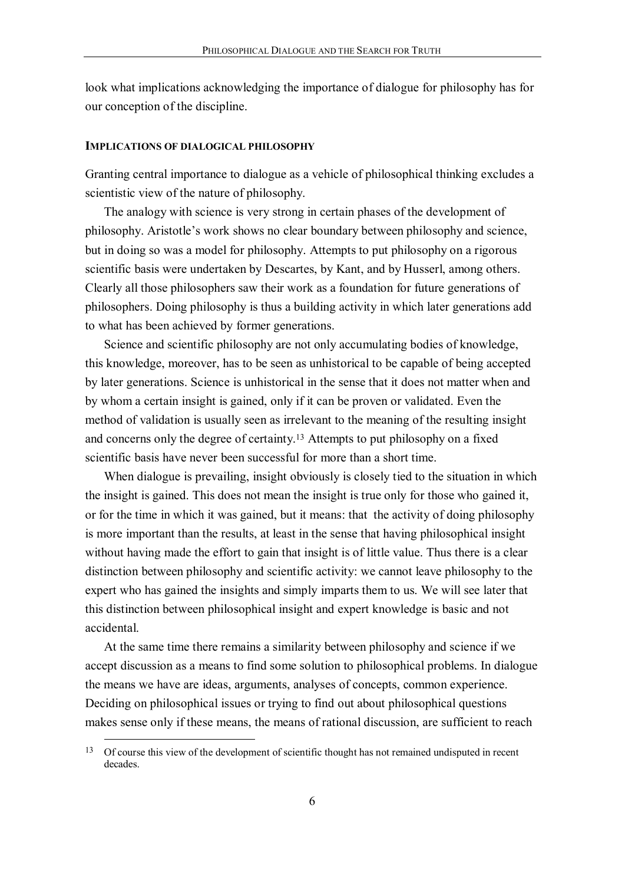look what implications acknowledging the importance of dialogue for philosophy has for our conception of the discipline.

## Implications of dialogical philosophy

Granting central importance to dialogue as a vehicle of philosophical thinking excludes a scientistic view of the nature of philosophy.

The analogy with science is very strong in certain phases of the development of philosophy. Aristotle's work shows no clear boundary between philosophy and science, but in doing so was a model for philosophy. Attempts to put philosophy on a rigorous scientific basis were undertaken by Descartes, by Kant, and by Husserl, among others. Clearly all those philosophers saw their work as a foundation for future generations of philosophers. Doing philosophy is thus a building activity in which later generations add to what has been achieved by former generations.

Science and scientific philosophy are not only accumulating bodies of knowledge, this knowledge, moreover, has to be seen as unhistorical to be capable of being accepted by later generations. Science is unhistorical in the sense that it does not matter when and by whom a certain insight is gained, only if it can be proven or validated. Even the method of validation is usually seen as irrelevant to the meaning of the resulting insight and concerns only the degree of certainty.[13] Attempts to put philosophy on a fixed scientific basis have never been successful for more than a short time.

When dialogue is prevailing, insight obviously is closely tied to the situation in which the insight is gained. This does not mean the insight is true only for those who gained it, or for the time in which it was gained, but it means: that the activity of doing philosophy is more important than the results, at least in the sense that having philosophical insight without having made the effort to gain that insight is of little value. Thus there is a clear distinction between philosophy and scientific activity: we cannot leave philosophy to the expert who has gained the insights and simply imparts them to us. We will see later that this distinction between philosophical insight and expert knowledge is basic and not accidental.

At the same time there remains a similarity between philosophy and science if we accept discussion as a means to find some solution to philosophical problems. In dialogue the means we have are ideas, arguments, analyses of concepts, common experience. Deciding on philosophical issues or trying to find out about philosophical questions makes sense only if these means, the means of rational discussion, are sufficient to reach

[13] Of course this view of the development of scientific thought has not remained undisputed in recent decades.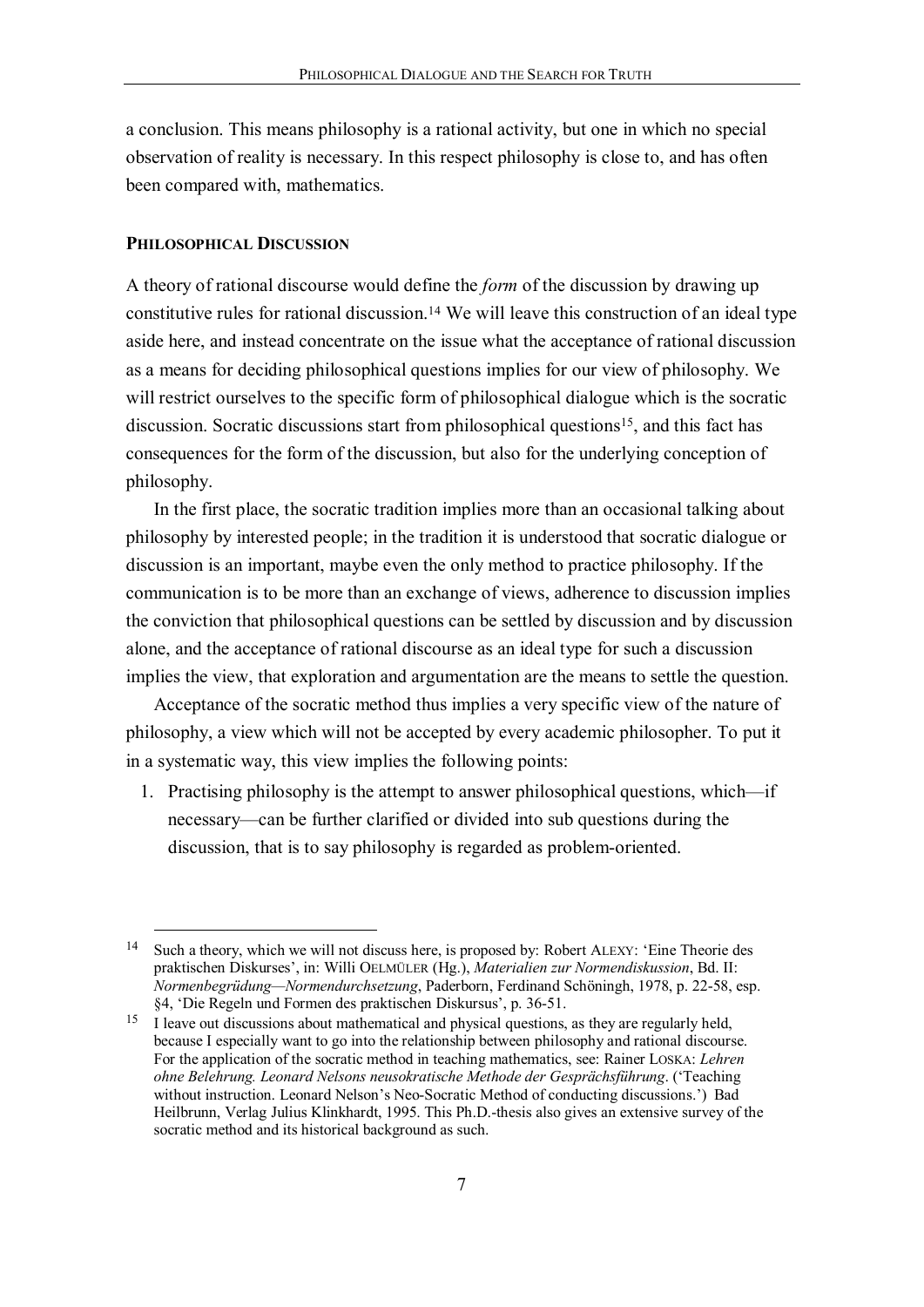a conclusion. This means philosophy is a rational activity, but one in which no special observation of reality is necessary. In this respect philosophy is close to, and has often been compared with, mathematics.

### PHILOSOPHICAL DISCUSSION

A theory of rational discourse would define the *form* of the discussion by drawing up constitutive rules for rational discussion.[14] We will leave this construction of an ideal type aside here, and instead concentrate on the issue what the acceptance of rational discussion as a means for deciding philosophical questions implies for our view of philosophy. We will restrict ourselves to the specific form of philosophical dialogue which is the socratic discussion. Socratic discussions start from philosophical questions[15], and this fact has consequences for the form of the discussion, but also for the underlying conception of philosophy.

In the first place, the socratic tradition implies more than an occasional talking about philosophy by interested people; in the tradition it is understood that socratic dialogue or discussion is an important, maybe even the only method to practice philosophy. If the communication is to be more than an exchange of views, adherence to discussion implies the conviction that philosophical questions can be settled by discussion and by discussion alone, and the acceptance of rational discourse as an ideal type for such a discussion implies the view, that exploration and argumentation are the means to settle the question.

Acceptance of the socratic method thus implies a very specific view of the nature of philosophy, a view which will not be accepted by every academic philosopher. To put it in a systematic way, this view implies the following points:

1. Practising philosophy is the attempt to answer philosophical questions, which—if necessary—can be further clarified or divided into sub questions during the discussion, that is to say philosophy is regarded as problem-oriented.

---

[14] Such a theory, which we will not discuss here, is proposed by: Robert ALEXY: 'Eine Theorie des praktischen Diskurses', in: Willi OELMÜLER (Hg.), *Materialien zur Normendiskussion*, Bd. II: *Normenbegründung—Normendurchsetzung*, Paderborn, Ferdinand Schöningh, 1978, p. 22-58, esp. §4, 'Die Regeln und Formen des praktischen Diskursus', p. 36-51.

[15] I leave out discussions about mathematical and physical questions, as they are regularly held, because I especially want to go into the relationship between philosophy and rational discourse. For the application of the socratic method in teaching mathematics, see: Rainer LOSKA: *Lehren ohne Belehrung. Leonard Nelsons neusokratische Methode der Gesprächsführung*. ('Teaching without instruction. Leonard Nelson's Neo-Socratic Method of conducting discussions.') Bad Heilbrunn, Verlag Julius Klinkhardt, 1995. This Ph.D.-thesis also gives an extensive survey of the socratic method and its historical background as such.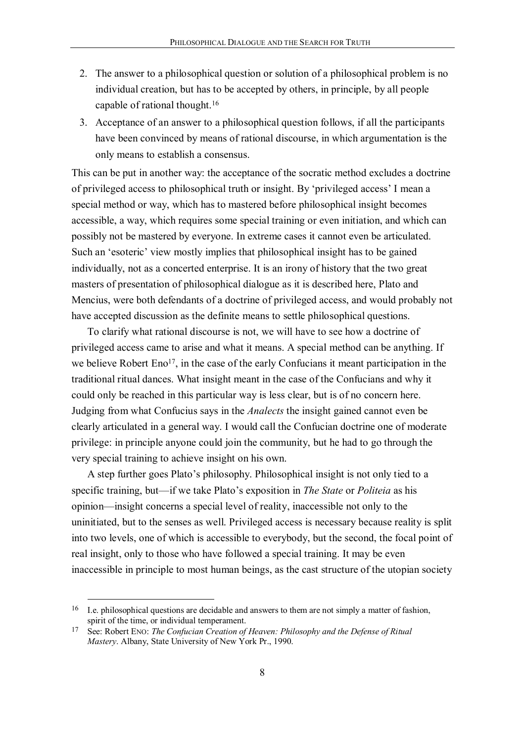2. The answer to a philosophical question or solution of a philosophical problem is no individual creation, but has to be accepted by others, in principle, by all people capable of rational thought.[16]
3. Acceptance of an answer to a philosophical question follows, if all the participants have been convinced by means of rational discourse, in which argumentation is the only means to establish a consensus.

This can be put in another way: the acceptance of the socratic method excludes a doctrine of privileged access to philosophical truth or insight. By 'privileged access' I mean a special method or way, which has to mastered before philosophical insight becomes accessible, a way, which requires some special training or even initiation, and which can possibly not be mastered by everyone. In extreme cases it cannot even be articulated. Such an 'esoteric' view mostly implies that philosophical insight has to be gained individually, not as a concerted enterprise. It is an irony of history that the two great masters of presentation of philosophical dialogue as it is described here, Plato and Mencius, were both defendants of a doctrine of privileged access, and would probably not have accepted discussion as the definite means to settle philosophical questions.

To clarify what rational discourse is not, we will have to see how a doctrine of privileged access came to arise and what it means. A special method can be anything. If we believe Robert Eno[17], in the case of the early Confucians it meant participation in the traditional ritual dances. What insight meant in the case of the Confucians and why it could only be reached in this particular way is less clear, but is of no concern here. Judging from what Confucius says in the *Analects* the insight gained cannot even be clearly articulated in a general way. I would call the Confucian doctrine one of moderate privilege: in principle anyone could join the community, but he had to go through the very special training to achieve insight on his own.

A step further goes Plato's philosophy. Philosophical insight is not only tied to a specific training, but—if we take Plato's exposition in *The State* or *Politeia* as his opinion—insight concerns a special level of reality, inaccessible not only to the uninitiated, but to the senses as well. Privileged access is necessary because reality is split into two levels, one of which is accessible to everybody, but the second, the focal point of real insight, only to those who have followed a special training. It may be even inaccessible in principle to most human beings, as the cast structure of the utopian society

---

[16] I.e. philosophical questions are decidable and answers to them are not simply a matter of fashion, spirit of the time, or individual temperament.

[17] See: Robert ENO: *The Confucian Creation of Heaven: Philosophy and the Defense of Ritual Mastery*. Albany, State University of New York Pr., 1990.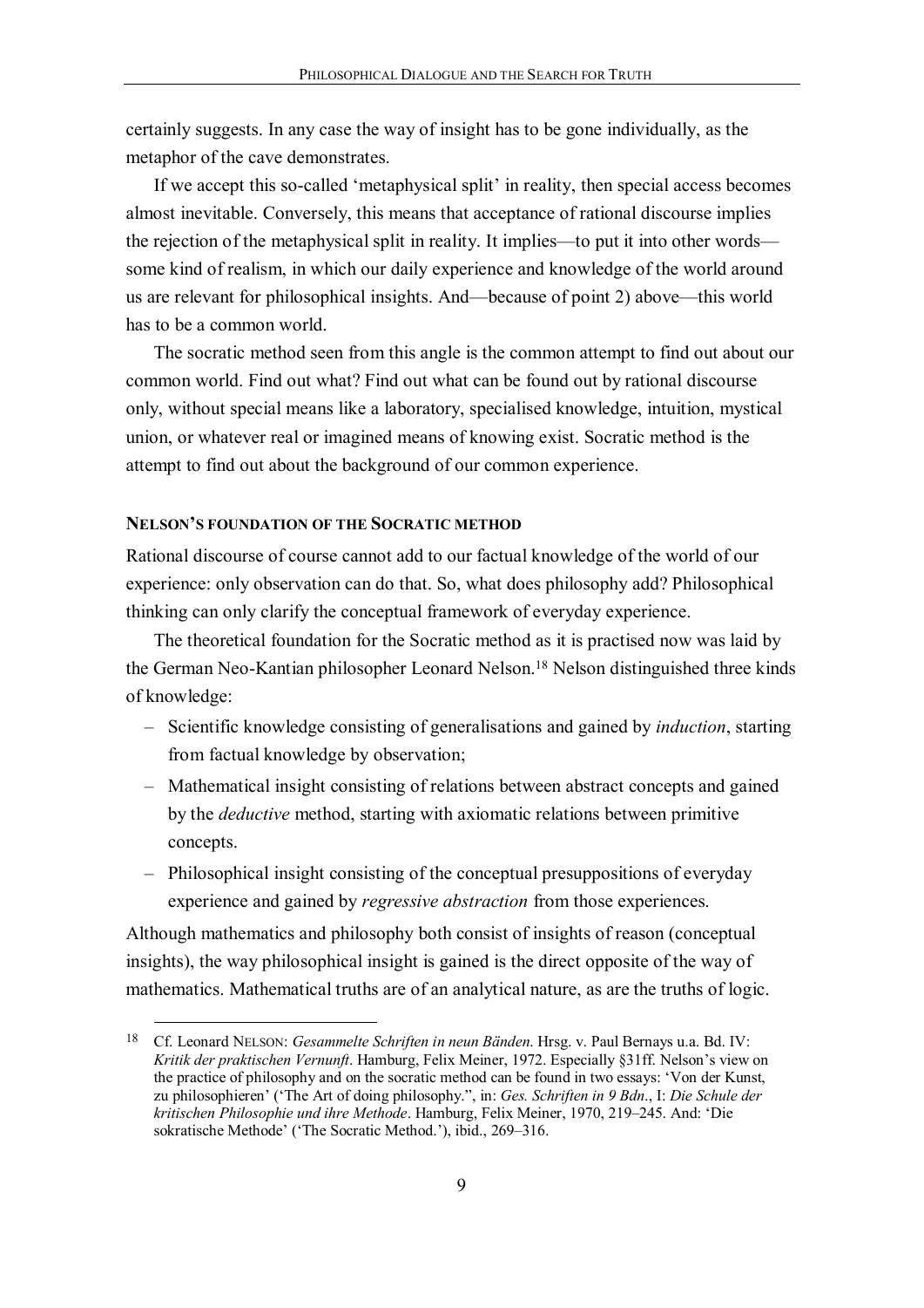certainly suggests. In any case the way of insight has to be gone individually, as the metaphor of the cave demonstrates.

If we accept this so-called 'metaphysical split' in reality, then special access becomes almost inevitable. Conversely, this means that acceptance of rational discourse implies the rejection of the metaphysical split in reality. It implies—to put it into other words—some kind of realism, in which our daily experience and knowledge of the world around us are relevant for philosophical insights. And—because of point 2) above—this world has to be a common world.

The socratic method seen from this angle is the common attempt to find out about our common world. Find out what? Find out what can be found out by rational discourse only, without special means like a laboratory, specialised knowledge, intuition, mystical union, or whatever real or imagined means of knowing exist. Socratic method is the attempt to find out about the background of our common experience.

### NELSON'S FOUNDATION OF THE SOCRATIC METHOD

Rational discourse of course cannot add to our factual knowledge of the world of our experience: only observation can do that. So, what does philosophy add? Philosophical thinking can only clarify the conceptual framework of everyday experience.

The theoretical foundation for the Socratic method as it is practised now was laid by the German Neo-Kantian philosopher Leonard Nelson.[18] Nelson distinguished three kinds of knowledge:

- Scientific knowledge consisting of generalisations and gained by *induction*, starting from factual knowledge by observation;
- Mathematical insight consisting of relations between abstract concepts and gained by the *deductive* method, starting with axiomatic relations between primitive concepts.
- Philosophical insight consisting of the conceptual presuppositions of everyday experience and gained by *regressive abstraction* from those experiences.

Although mathematics and philosophy both consist of insights of reason (conceptual insights), the way philosophical insight is gained is the direct opposite of the way of mathematics. Mathematical truths are of an analytical nature, as are the truths of logic.

---

[18] Cf. Leonard NELSON: *Gesammelte Schriften in neun Bänden*. Hrsg. v. Paul Bernays u.a. Bd. IV: *Kritik der praktischen Vernunft*. Hamburg, Felix Meiner, 1972. Especially §31ff. Nelson's view on the practice of philosophy and on the socratic method can be found in two essays: 'Von der Kunst, zu philosophieren' ('The Art of doing philosophy.", in: *Ges. Schriften in 9 Bdn.*, I: *Die Schule der kritischen Philosophie und ihre Methode*. Hamburg, Felix Meiner, 1970, 219–245. And: 'Die sokratische Methode' ('The Socratic Method.'), ibid., 269–316.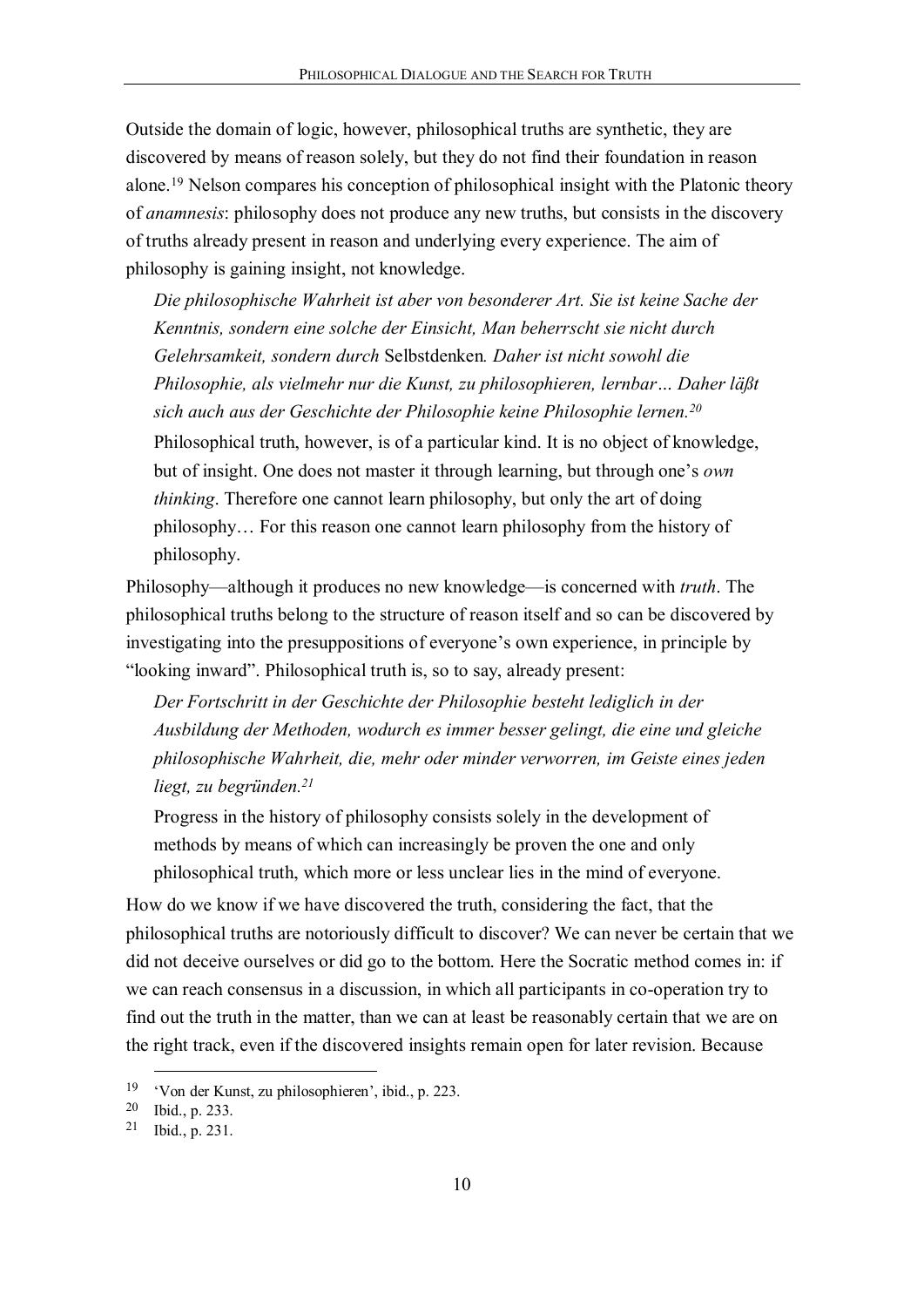Outside the domain of logic, however, philosophical truths are synthetic, they are discovered by means of reason solely, but they do not find their foundation in reason alone.[19] Nelson compares his conception of philosophical insight with the Platonic theory of *anamnesis*: philosophy does not produce any new truths, but consists in the discovery of truths already present in reason and underlying every experience. The aim of philosophy is gaining insight, not knowledge.

> *Die philosophische Wahrheit ist aber von besonderer Art. Sie ist keine Sache der Kenntnis, sondern eine solche der Einsicht, Man beherrscht sie nicht durch Gelehrsamkeit, sondern durch* Selbstdenken*. Daher ist nicht sowohl die Philosophie, als vielmehr nur die Kunst, zu philosophieren, lernbar… Daher läßt sich auch aus der Geschichte der Philosophie keine Philosophie lernen.*[20]
>
> Philosophical truth, however, is of a particular kind. It is no object of knowledge, but of insight. One does not master it through learning, but through one's *own thinking*. Therefore one cannot learn philosophy, but only the art of doing philosophy… For this reason one cannot learn philosophy from the history of philosophy.

Philosophy—although it produces no new knowledge—is concerned with *truth*. The philosophical truths belong to the structure of reason itself and so can be discovered by investigating into the presuppositions of everyone's own experience, in principle by "looking inward". Philosophical truth is, so to say, already present:

> *Der Fortschritt in der Geschichte der Philosophie besteht lediglich in der Ausbildung der Methoden, wodurch es immer besser gelingt, die eine und gleiche philosophische Wahrheit, die, mehr oder minder verworren, im Geiste eines jeden liegt, zu begründen.*[21]
>
> Progress in the history of philosophy consists solely in the development of methods by means of which can increasingly be proven the one and only philosophical truth, which more or less unclear lies in the mind of everyone.

How do we know if we have discovered the truth, considering the fact, that the philosophical truths are notoriously difficult to discover? We can never be certain that we did not deceive ourselves or did go to the bottom. Here the Socratic method comes in: if we can reach consensus in a discussion, in which all participants in co-operation try to find out the truth in the matter, than we can at least be reasonably certain that we are on the right track, even if the discovered insights remain open for later revision. Because

---

[19] 'Von der Kunst, zu philosophieren', ibid., p. 223.

[20] Ibid., p. 233.

[21] Ibid., p. 231.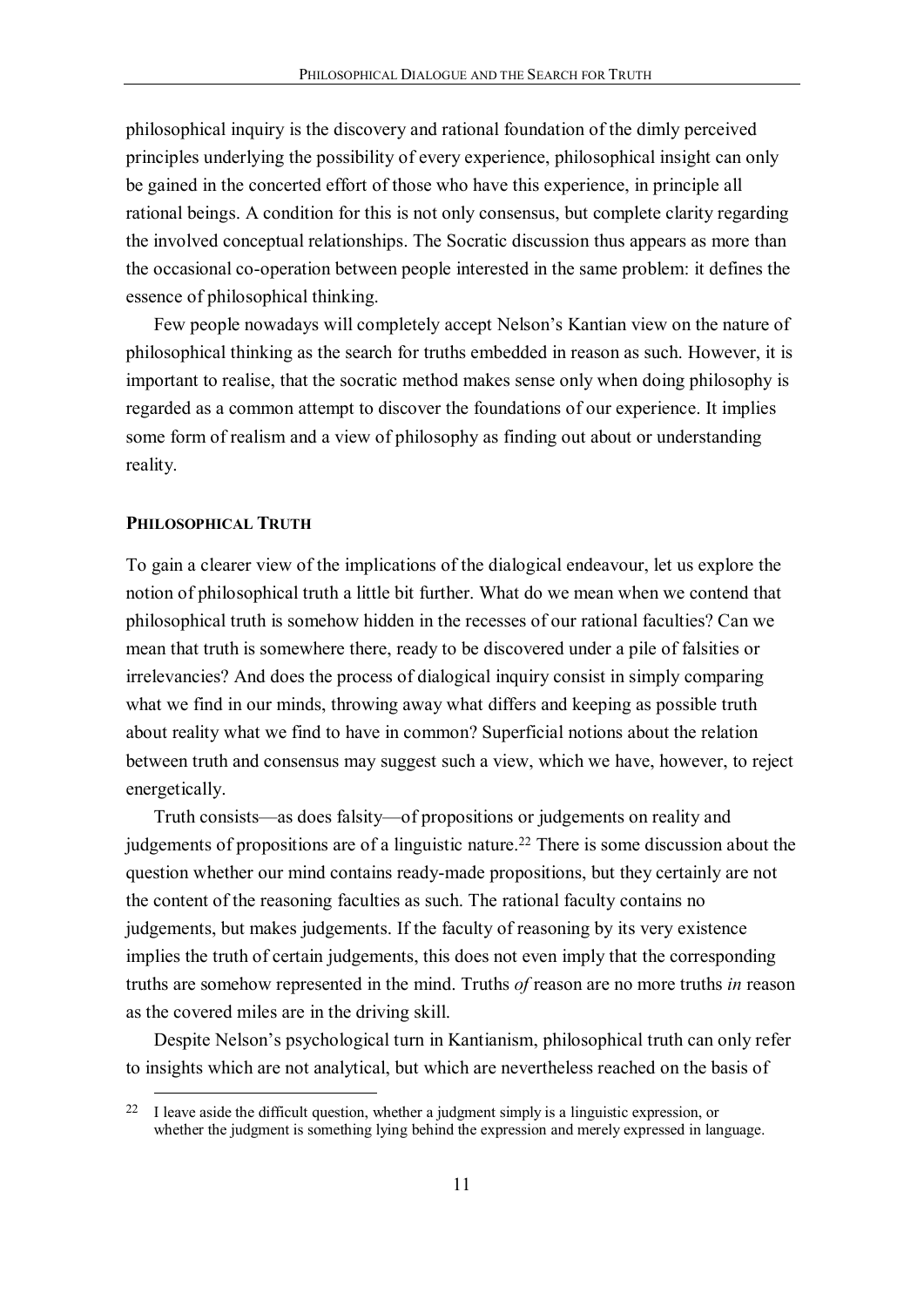philosophical inquiry is the discovery and rational foundation of the dimly perceived principles underlying the possibility of every experience, philosophical insight can only be gained in the concerted effort of those who have this experience, in principle all rational beings. A condition for this is not only consensus, but complete clarity regarding the involved conceptual relationships. The Socratic discussion thus appears as more than the occasional co-operation between people interested in the same problem: it defines the essence of philosophical thinking.

Few people nowadays will completely accept Nelson's Kantian view on the nature of philosophical thinking as the search for truths embedded in reason as such. However, it is important to realise, that the socratic method makes sense only when doing philosophy is regarded as a common attempt to discover the foundations of our experience. It implies some form of realism and a view of philosophy as finding out about or understanding reality.

## PHILOSOPHICAL TRUTH

To gain a clearer view of the implications of the dialogical endeavour, let us explore the notion of philosophical truth a little bit further. What do we mean when we contend that philosophical truth is somehow hidden in the recesses of our rational faculties? Can we mean that truth is somewhere there, ready to be discovered under a pile of falsities or irrelevancies? And does the process of dialogical inquiry consist in simply comparing what we find in our minds, throwing away what differs and keeping as possible truth about reality what we find to have in common? Superficial notions about the relation between truth and consensus may suggest such a view, which we have, however, to reject energetically.

Truth consists—as does falsity—of propositions or judgements on reality and judgements of propositions are of a linguistic nature.[22] There is some discussion about the question whether our mind contains ready-made propositions, but they certainly are not the content of the reasoning faculties as such. The rational faculty contains no judgements, but makes judgements. If the faculty of reasoning by its very existence implies the truth of certain judgements, this does not even imply that the corresponding truths are somehow represented in the mind. Truths *of* reason are no more truths *in* reason as the covered miles are in the driving skill.

Despite Nelson's psychological turn in Kantianism, philosophical truth can only refer to insights which are not analytical, but which are nevertheless reached on the basis of

[22] I leave aside the difficult question, whether a judgment simply is a linguistic expression, or whether the judgment is something lying behind the expression and merely expressed in language.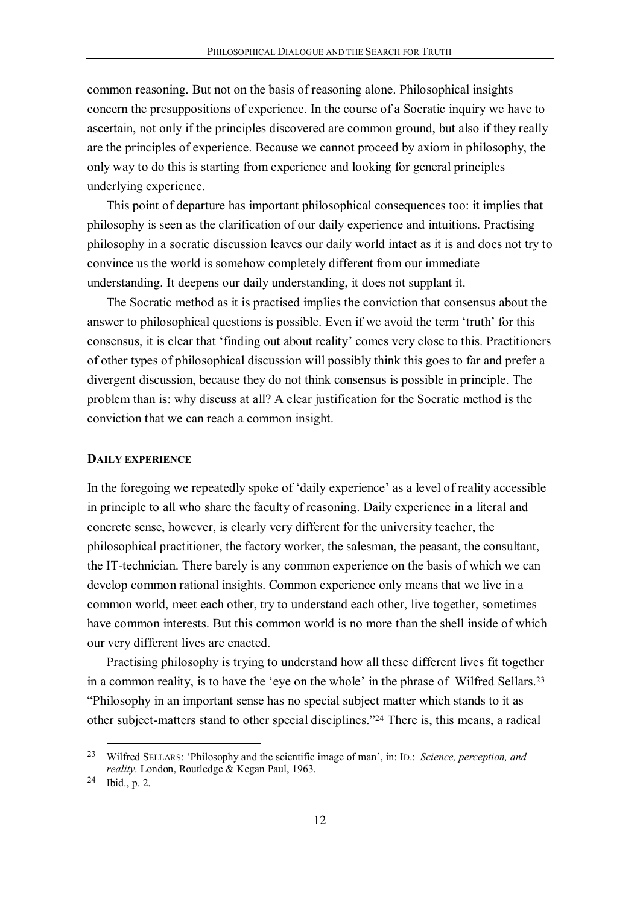common reasoning. But not on the basis of reasoning alone. Philosophical insights concern the presuppositions of experience. In the course of a Socratic inquiry we have to ascertain, not only if the principles discovered are common ground, but also if they really are the principles of experience. Because we cannot proceed by axiom in philosophy, the only way to do this is starting from experience and looking for general principles underlying experience.

This point of departure has important philosophical consequences too: it implies that philosophy is seen as the clarification of our daily experience and intuitions. Practising philosophy in a socratic discussion leaves our daily world intact as it is and does not try to convince us the world is somehow completely different from our immediate understanding. It deepens our daily understanding, it does not supplant it.

The Socratic method as it is practised implies the conviction that consensus about the answer to philosophical questions is possible. Even if we avoid the term 'truth' for this consensus, it is clear that 'finding out about reality' comes very close to this. Practitioners of other types of philosophical discussion will possibly think this goes to far and prefer a divergent discussion, because they do not think consensus is possible in principle. The problem than is: why discuss at all? A clear justification for the Socratic method is the conviction that we can reach a common insight.

## DAILY EXPERIENCE

In the foregoing we repeatedly spoke of 'daily experience' as a level of reality accessible in principle to all who share the faculty of reasoning. Daily experience in a literal and concrete sense, however, is clearly very different for the university teacher, the philosophical practitioner, the factory worker, the salesman, the peasant, the consultant, the IT-technician. There barely is any common experience on the basis of which we can develop common rational insights. Common experience only means that we live in a common world, meet each other, try to understand each other, live together, sometimes have common interests. But this common world is no more than the shell inside of which our very different lives are enacted.

Practising philosophy is trying to understand how all these different lives fit together in a common reality, is to have the 'eye on the whole' in the phrase of Wilfred Sellars.[23] "Philosophy in an important sense has no special subject matter which stands to it as other subject-matters stand to other special disciplines."[24] There is, this means, a radical

[23] Wilfred SELLARS: 'Philosophy and the scientific image of man', in: ID.: *Science, perception, and reality*. London, Routledge & Kegan Paul, 1963.

[24] Ibid., p. 2.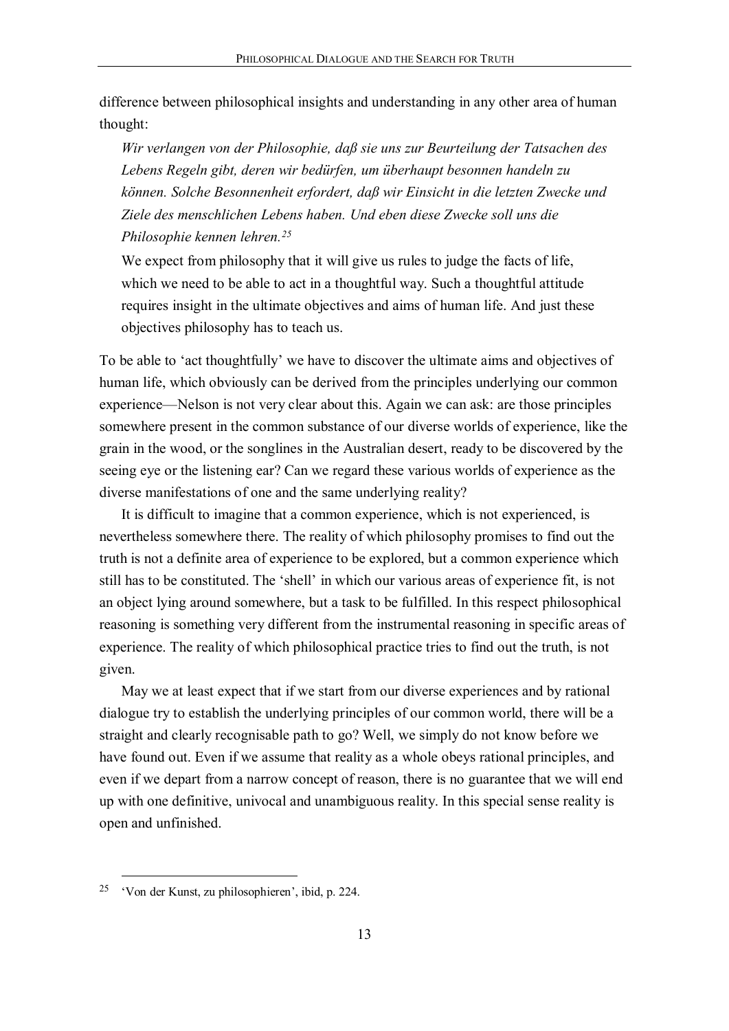difference between philosophical insights and understanding in any other area of human thought:

> *Wir verlangen von der Philosophie, daß sie uns zur Beurteilung der Tatsachen des Lebens Regeln gibt, deren wir bedürfen, um überhaupt besonnen handeln zu können. Solche Besonnenheit erfordert, daß wir Einsicht in die letzten Zwecke und Ziele des menschlichen Lebens haben. Und eben diese Zwecke soll uns die Philosophie kennen lehren.*[25]
>
> We expect from philosophy that it will give us rules to judge the facts of life, which we need to be able to act in a thoughtful way. Such a thoughtful attitude requires insight in the ultimate objectives and aims of human life. And just these objectives philosophy has to teach us.

To be able to 'act thoughtfully' we have to discover the ultimate aims and objectives of human life, which obviously can be derived from the principles underlying our common experience—Nelson is not very clear about this. Again we can ask: are those principles somewhere present in the common substance of our diverse worlds of experience, like the grain in the wood, or the songlines in the Australian desert, ready to be discovered by the seeing eye or the listening ear? Can we regard these various worlds of experience as the diverse manifestations of one and the same underlying reality?

It is difficult to imagine that a common experience, which is not experienced, is nevertheless somewhere there. The reality of which philosophy promises to find out the truth is not a definite area of experience to be explored, but a common experience which still has to be constituted. The 'shell' in which our various areas of experience fit, is not an object lying around somewhere, but a task to be fulfilled. In this respect philosophical reasoning is something very different from the instrumental reasoning in specific areas of experience. The reality of which philosophical practice tries to find out the truth, is not given.

May we at least expect that if we start from our diverse experiences and by rational dialogue try to establish the underlying principles of our common world, there will be a straight and clearly recognisable path to go? Well, we simply do not know before we have found out. Even if we assume that reality as a whole obeys rational principles, and even if we depart from a narrow concept of reason, there is no guarantee that we will end up with one definitive, univocal and unambiguous reality. In this special sense reality is open and unfinished.

---

[25] 'Von der Kunst, zu philosophieren', ibid, p. 224.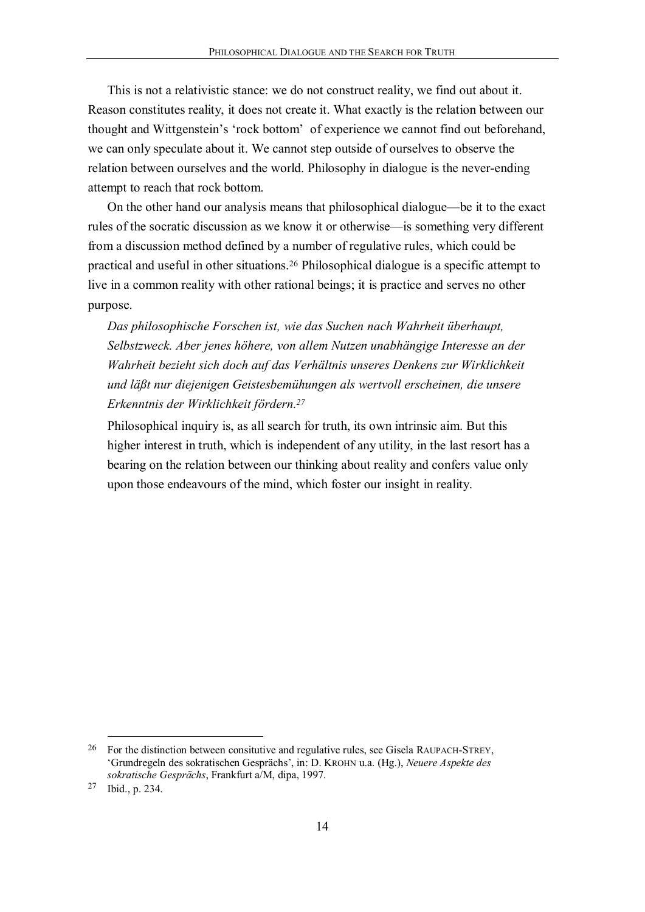This is not a relativistic stance: we do not construct reality, we find out about it. Reason constitutes reality, it does not create it. What exactly is the relation between our thought and Wittgenstein's 'rock bottom' of experience we cannot find out beforehand, we can only speculate about it. We cannot step outside of ourselves to observe the relation between ourselves and the world. Philosophy in dialogue is the never-ending attempt to reach that rock bottom.

On the other hand our analysis means that philosophical dialogue—be it to the exact rules of the socratic discussion as we know it or otherwise—is something very different from a discussion method defined by a number of regulative rules, which could be practical and useful in other situations.[26] Philosophical dialogue is a specific attempt to live in a common reality with other rational beings; it is practice and serves no other purpose.

> *Das philosophische Forschen ist, wie das Suchen nach Wahrheit überhaupt, Selbstzweck. Aber jenes höhere, von allem Nutzen unabhängige Interesse an der Wahrheit bezieht sich doch auf das Verhältnis unseres Denkens zur Wirklichkeit und läßt nur diejenigen Geistesbemühungen als wertvoll erscheinen, die unsere Erkenntnis der Wirklichkeit fördern.*[27]
>
> Philosophical inquiry is, as all search for truth, its own intrinsic aim. But this higher interest in truth, which is independent of any utility, in the last resort has a bearing on the relation between our thinking about reality and confers value only upon those endeavours of the mind, which foster our insight in reality.

---

[26] For the distinction between consitutive and regulative rules, see Gisela RAUPACH-STREY, 'Grundregeln des sokratischen Gesprächs', in: D. KROHN u.a. (Hg.), *Neuere Aspekte des sokratische Gesprächs*, Frankfurt a/M, dipa, 1997.

[27] Ibid., p. 234.